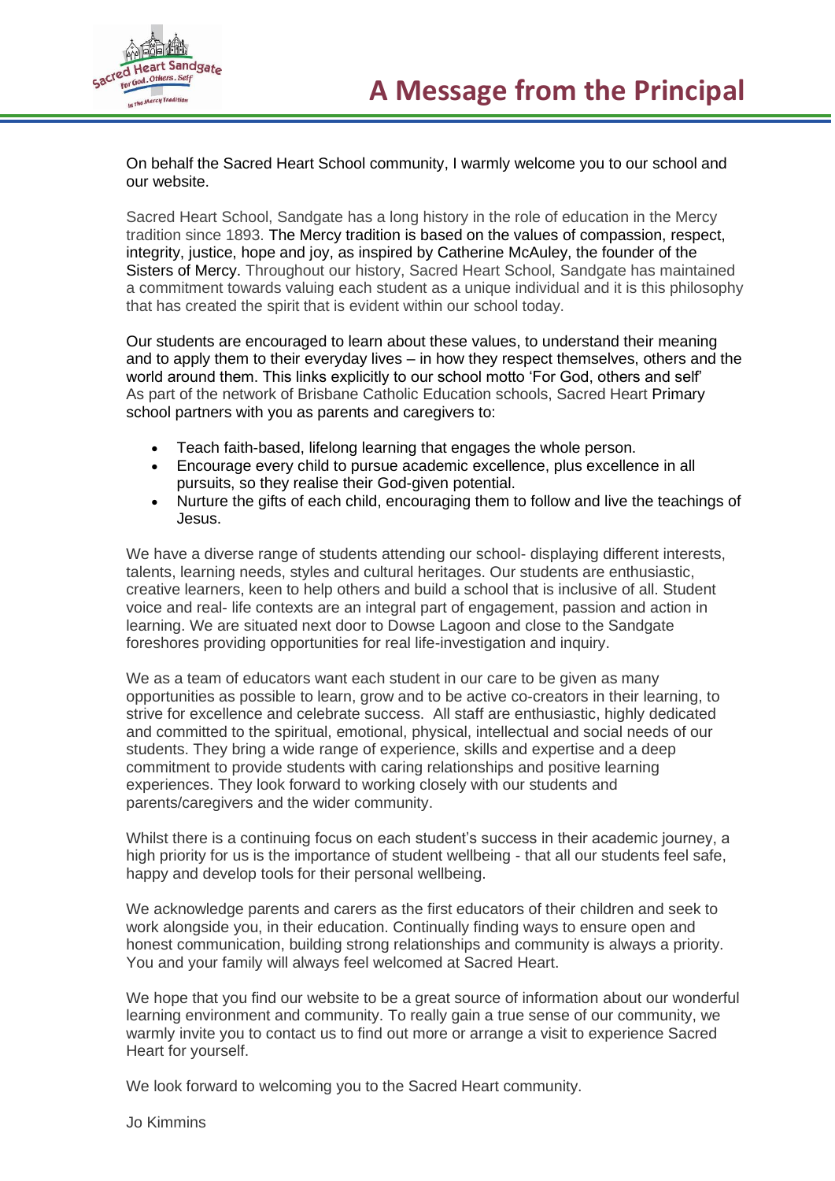# A Message from the Principal

On behalf the Sacred Heart School community, I warmly welcome you to our school and our website.

Sacred Heart School, Sandgate has a long history in the role of education in the Mercy tradition since 1893. The Mercy tradition is based on the values of compassion, respect, integrity, justice, hope and joy, as inspired by Catherine McAuley, the founder of the Sisters of Mercy. Throughout our history, Sacred Heart School, Sandgate has maintained a commitment towards valuing each student as a unique individual and it is this philosophy that has created the spirit that is evident within our school today.

Our students are encouraged to learn about these values, to understand their meaning and to apply them to their everyday lives – in how they respect themselves, others and the world around them. This links explicitly to our school motto 'For God, others and self'
As part of the network of Brisbane Catholic Education schools, Sacred Heart Primary school partners with you as parents and caregivers to:

- Teach faith-based, lifelong learning that engages the whole person.
- Encourage every child to pursue academic excellence, plus excellence in all pursuits, so they realise their God-given potential.
- Nurture the gifts of each child, encouraging them to follow and live the teachings of Jesus.

We have a diverse range of students attending our school- displaying different interests, talents, learning needs, styles and cultural heritages. Our students are enthusiastic, creative learners, keen to help others and build a school that is inclusive of all. Student voice and real- life contexts are an integral part of engagement, passion and action in learning. We are situated next door to Dowse Lagoon and close to the Sandgate foreshores providing opportunities for real life-investigation and inquiry.

We as a team of educators want each student in our care to be given as many opportunities as possible to learn, grow and to be active co-creators in their learning, to strive for excellence and celebrate success. All staff are enthusiastic, highly dedicated and committed to the spiritual, emotional, physical, intellectual and social needs of our students. They bring a wide range of experience, skills and expertise and a deep commitment to provide students with caring relationships and positive learning experiences. They look forward to working closely with our students and parents/caregivers and the wider community.

Whilst there is a continuing focus on each student's success in their academic journey, a high priority for us is the importance of student wellbeing - that all our students feel safe, happy and develop tools for their personal wellbeing.

We acknowledge parents and carers as the first educators of their children and seek to work alongside you, in their education. Continually finding ways to ensure open and honest communication, building strong relationships and community is always a priority. You and your family will always feel welcomed at Sacred Heart.

We hope that you find our website to be a great source of information about our wonderful learning environment and community. To really gain a true sense of our community, we warmly invite you to contact us to find out more or arrange a visit to experience Sacred Heart for yourself.

We look forward to welcoming you to the Sacred Heart community.

Jo Kimmins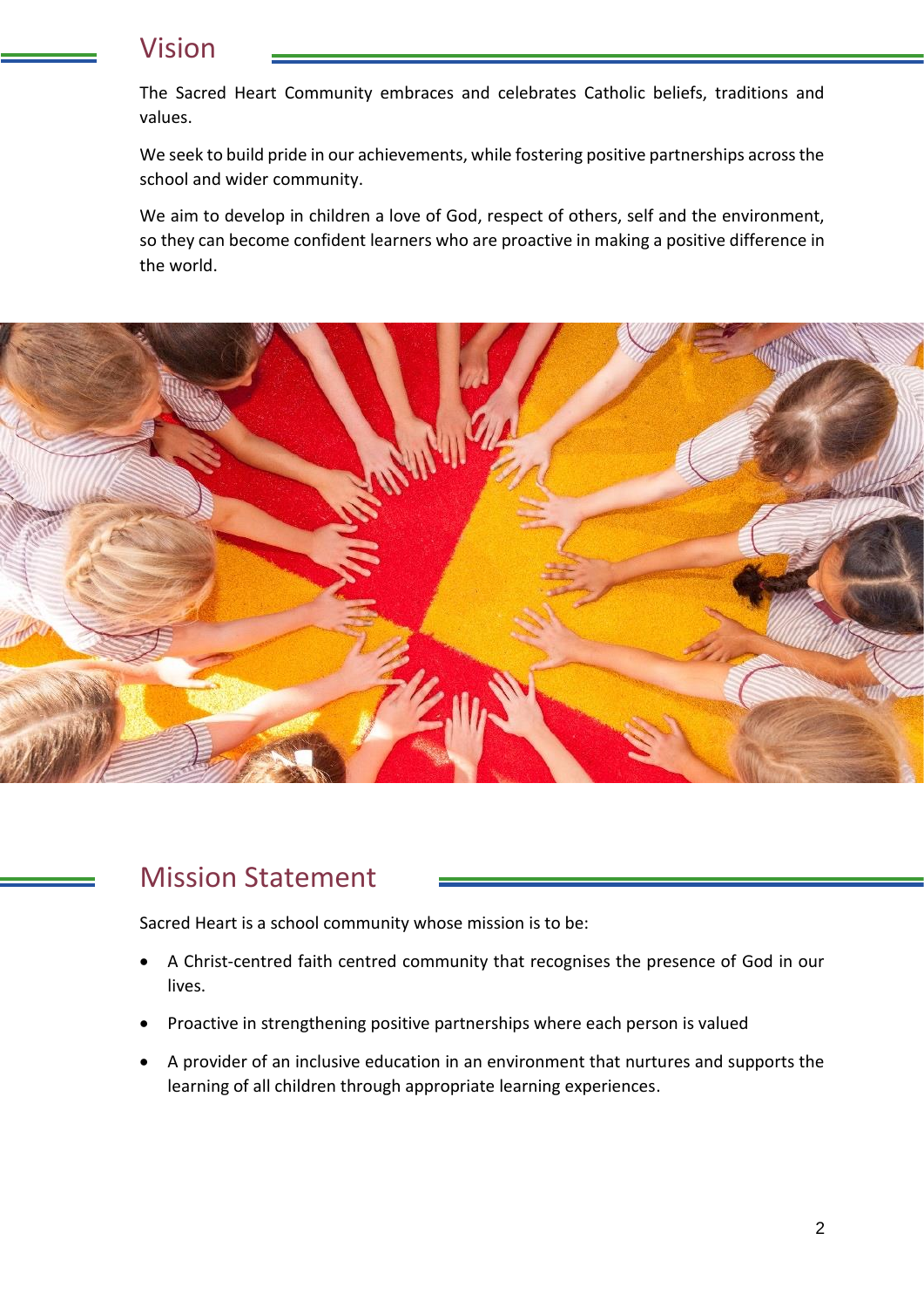## Vision

The Sacred Heart Community embraces and celebrates Catholic beliefs, traditions and values.

We seek to build pride in our achievements, while fostering positive partnerships across the school and wider community.

We aim to develop in children a love of God, respect of others, self and the environment, so they can become confident learners who are proactive in making a positive difference in the world.

## Mission Statement

Sacred Heart is a school community whose mission is to be:

- A Christ-centred faith centred community that recognises the presence of God in our lives.
- Proactive in strengthening positive partnerships where each person is valued
- A provider of an inclusive education in an environment that nurtures and supports the learning of all children through appropriate learning experiences.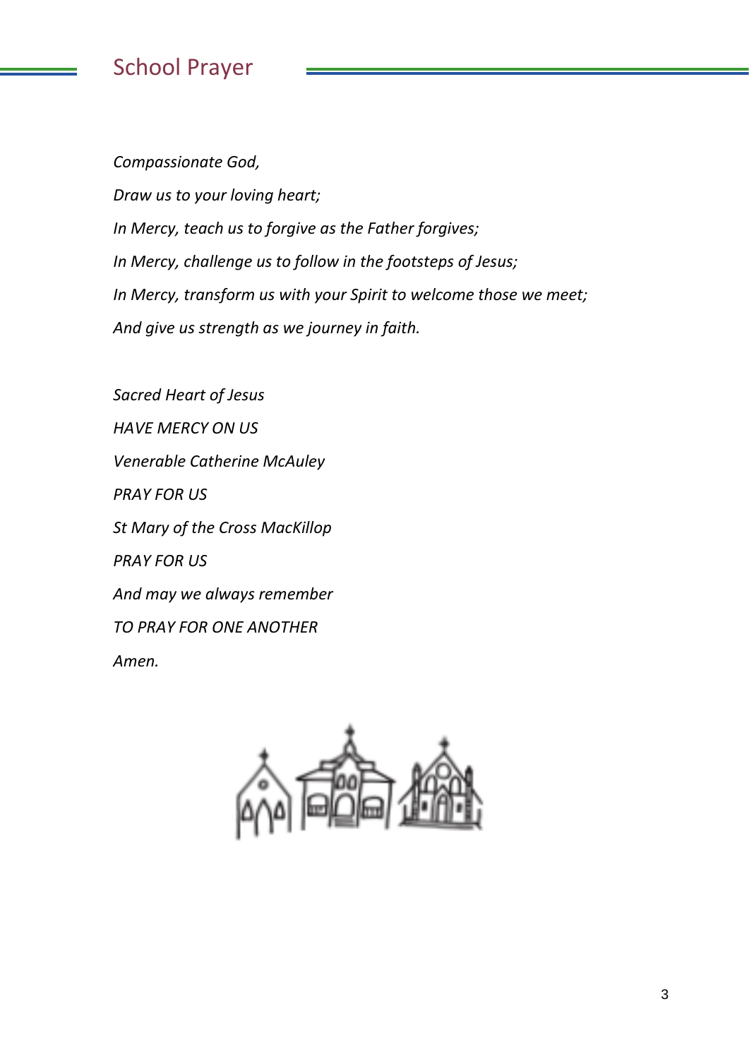## School Prayer

*Compassionate God,*

*Draw us to your loving heart;*

*In Mercy, teach us to forgive as the Father forgives;*

*In Mercy, challenge us to follow in the footsteps of Jesus;*

*In Mercy, transform us with your Spirit to welcome those we meet;*

*And give us strength as we journey in faith.*

*Sacred Heart of Jesus*

*HAVE MERCY ON US*

*Venerable Catherine McAuley*

*PRAY FOR US*

*St Mary of the Cross MacKillop*

*PRAY FOR US*

*And may we always remember*

*TO PRAY FOR ONE ANOTHER*

*Amen.*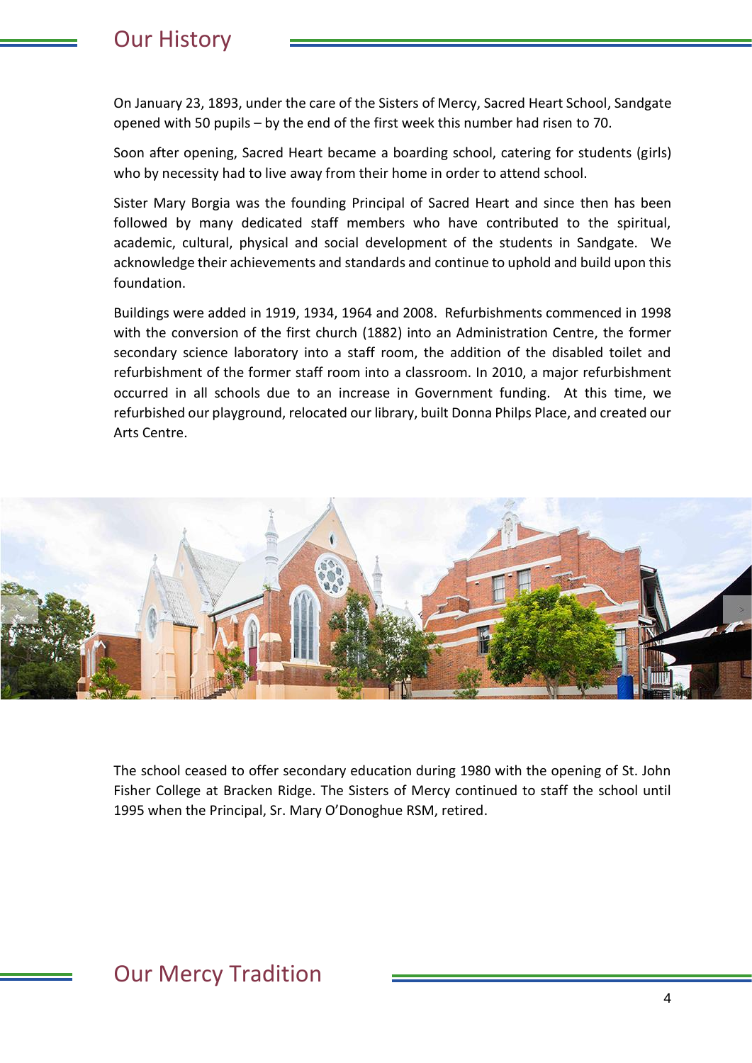## Our History

On January 23, 1893, under the care of the Sisters of Mercy, Sacred Heart School, Sandgate opened with 50 pupils – by the end of the first week this number had risen to 70.

Soon after opening, Sacred Heart became a boarding school, catering for students (girls) who by necessity had to live away from their home in order to attend school.

Sister Mary Borgia was the founding Principal of Sacred Heart and since then has been followed by many dedicated staff members who have contributed to the spiritual, academic, cultural, physical and social development of the students in Sandgate. We acknowledge their achievements and standards and continue to uphold and build upon this foundation.

Buildings were added in 1919, 1934, 1964 and 2008. Refurbishments commenced in 1998 with the conversion of the first church (1882) into an Administration Centre, the former secondary science laboratory into a staff room, the addition of the disabled toilet and refurbishment of the former staff room into a classroom. In 2010, a major refurbishment occurred in all schools due to an increase in Government funding. At this time, we refurbished our playground, relocated our library, built Donna Philps Place, and created our Arts Centre.

The school ceased to offer secondary education during 1980 with the opening of St. John Fisher College at Bracken Ridge. The Sisters of Mercy continued to staff the school until 1995 when the Principal, Sr. Mary O'Donoghue RSM, retired.

## Our Mercy Tradition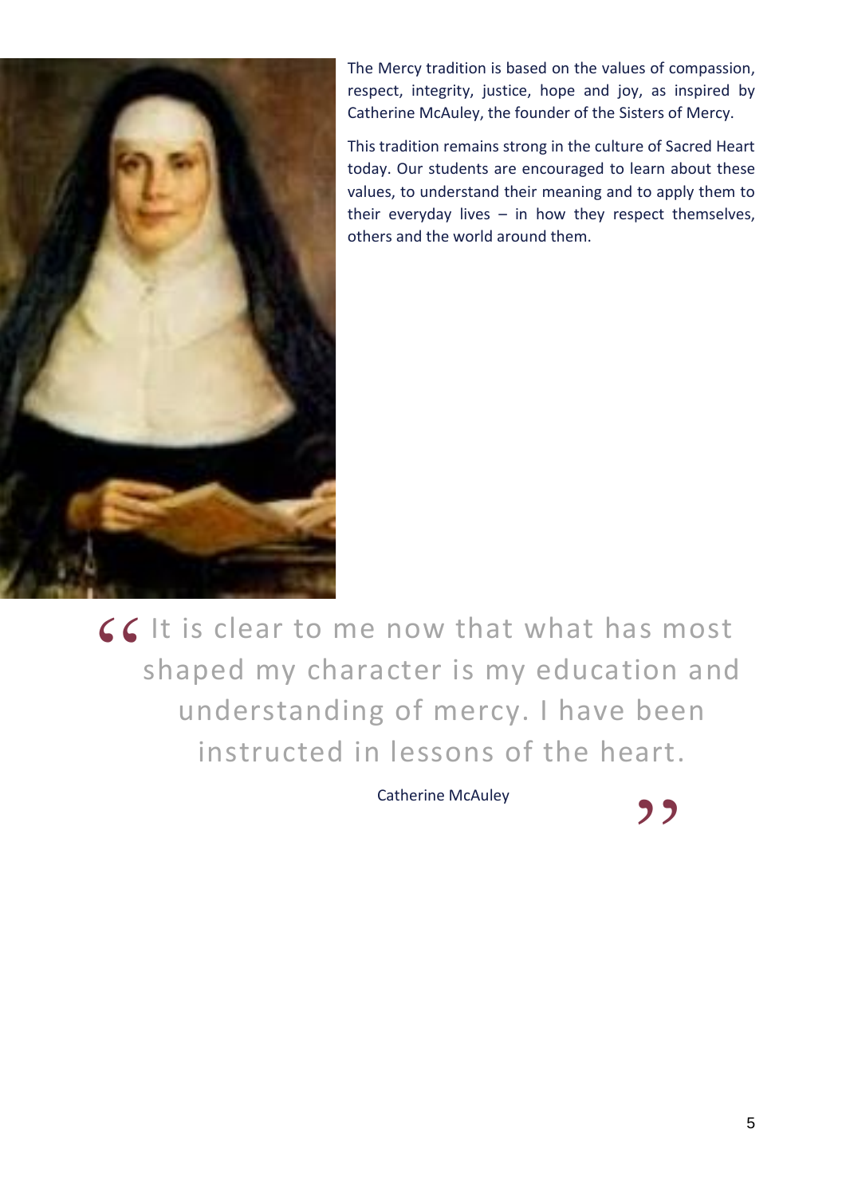The Mercy tradition is based on the values of compassion, respect, integrity, justice, hope and joy, as inspired by Catherine McAuley, the founder of the Sisters of Mercy.

This tradition remains strong in the culture of Sacred Heart today. Our students are encouraged to learn about these values, to understand their meaning and to apply them to their everyday lives – in how they respect themselves, others and the world around them.

> "It is clear to me now that what has most shaped my character is my education and understanding of mercy. I have been instructed in lessons of the heart."
>
> Catherine McAuley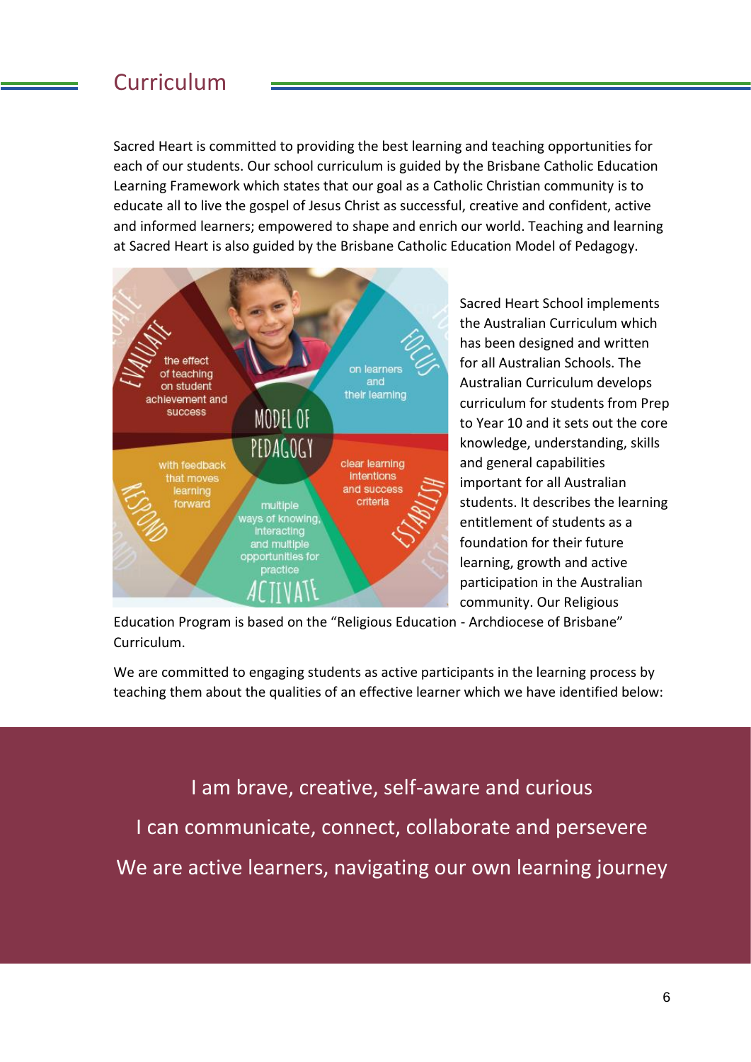## Curriculum

Sacred Heart is committed to providing the best learning and teaching opportunities for each of our students. Our school curriculum is guided by the Brisbane Catholic Education Learning Framework which states that our goal as a Catholic Christian community is to educate all to live the gospel of Jesus Christ as successful, creative and confident, active and informed learners; empowered to shape and enrich our world. Teaching and learning at Sacred Heart is also guided by the Brisbane Catholic Education Model of Pedagogy.

Sacred Heart School implements the Australian Curriculum which has been designed and written for all Australian Schools. The Australian Curriculum develops curriculum for students from Prep to Year 10 and it sets out the core knowledge, understanding, skills and general capabilities important for all Australian students. It describes the learning entitlement of students as a foundation for their future learning, growth and active participation in the Australian community. Our Religious Education Program is based on the "Religious Education - Archdiocese of Brisbane" Curriculum.

We are committed to engaging students as active participants in the learning process by teaching them about the qualities of an effective learner which we have identified below:

I am brave, creative, self-aware and curious

I can communicate, connect, collaborate and persevere

We are active learners, navigating our own learning journey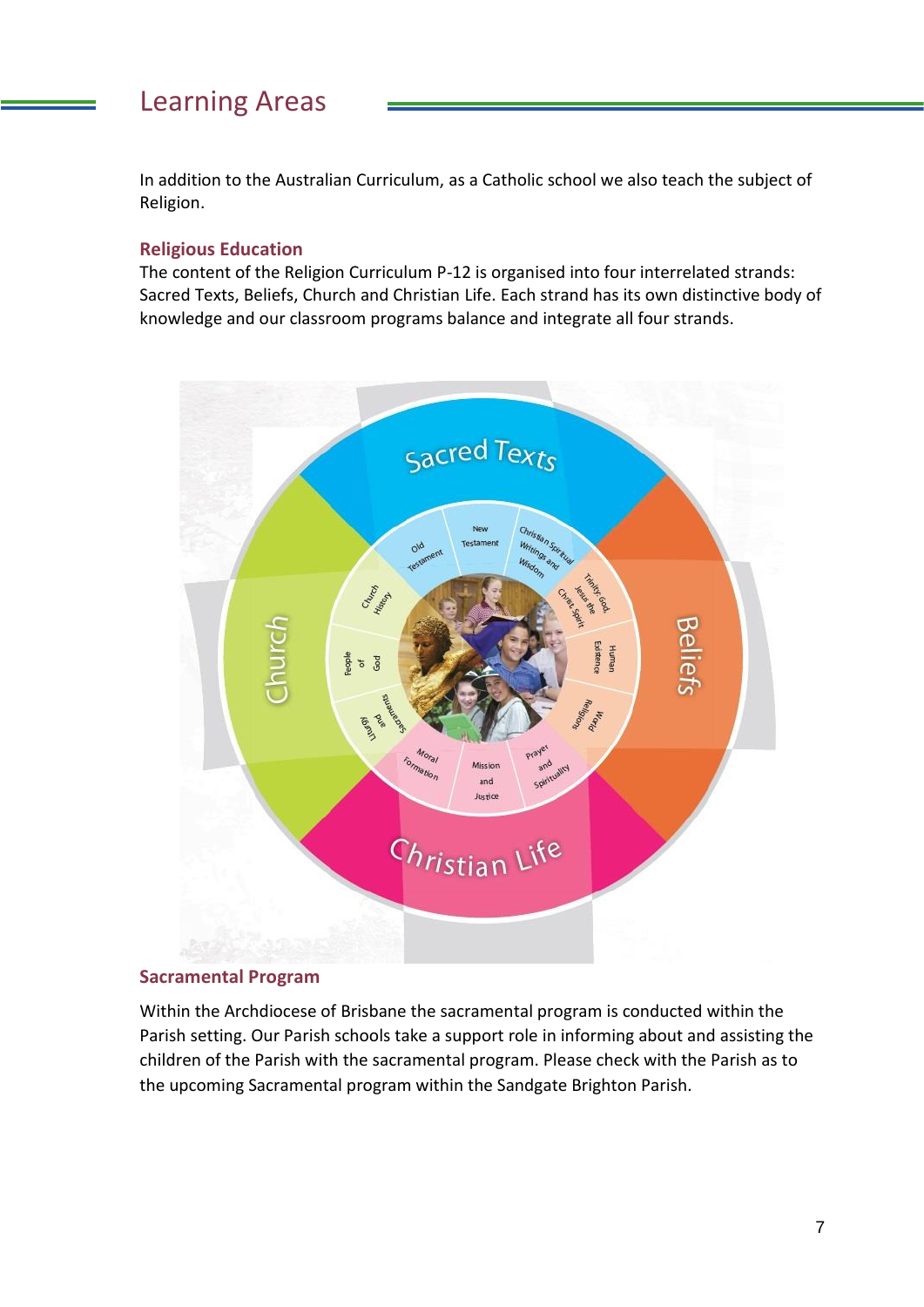# Learning Areas

In addition to the Australian Curriculum, as a Catholic school we also teach the subject of Religion.

## Religious Education

The content of the Religion Curriculum P-12 is organised into four interrelated strands: Sacred Texts, Beliefs, Church and Christian Life. Each strand has its own distinctive body of knowledge and our classroom programs balance and integrate all four strands.

Sacred Texts: Old Testament, New Testament, Christian Spiritual Writings and Wisdom

Beliefs: Trinity: God, Jesus the Christ, Spirit; Human Existence; World Religions

Christian Life: Prayer and Spirituality; Mission and Justice; Moral Formation

Church: Liturgy and Sacraments; People of God; Church History

## Sacramental Program

Within the Archdiocese of Brisbane the sacramental program is conducted within the Parish setting. Our Parish schools take a support role in informing about and assisting the children of the Parish with the sacramental program. Please check with the Parish as to the upcoming Sacramental program within the Sandgate Brighton Parish.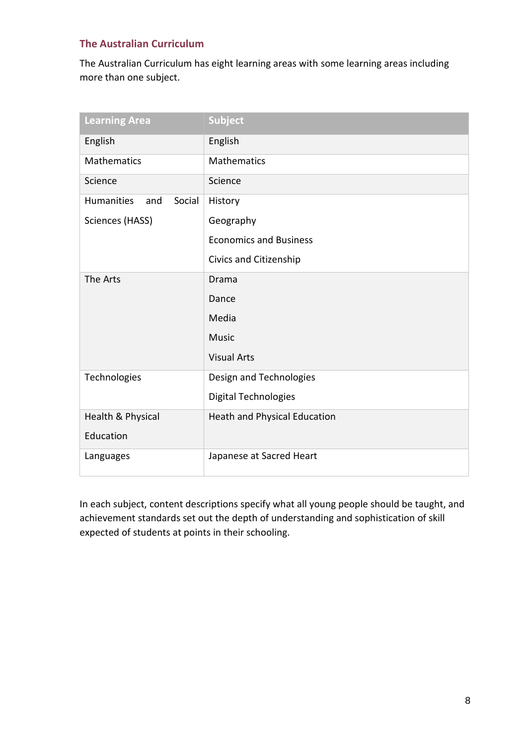## The Australian Curriculum

The Australian Curriculum has eight learning areas with some learning areas including more than one subject.

| Learning Area | Subject |
|---|---|
| English | English |
| Mathematics | Mathematics |
| Science | Science |
| Humanities and Social Sciences (HASS) | History<br>Geography<br>Economics and Business<br>Civics and Citizenship |
| The Arts | Drama<br>Dance<br>Media<br>Music<br>Visual Arts |
| Technologies | Design and Technologies<br>Digital Technologies |
| Health & Physical Education | Heath and Physical Education |
| Languages | Japanese at Sacred Heart |

In each subject, content descriptions specify what all young people should be taught, and achievement standards set out the depth of understanding and sophistication of skill expected of students at points in their schooling.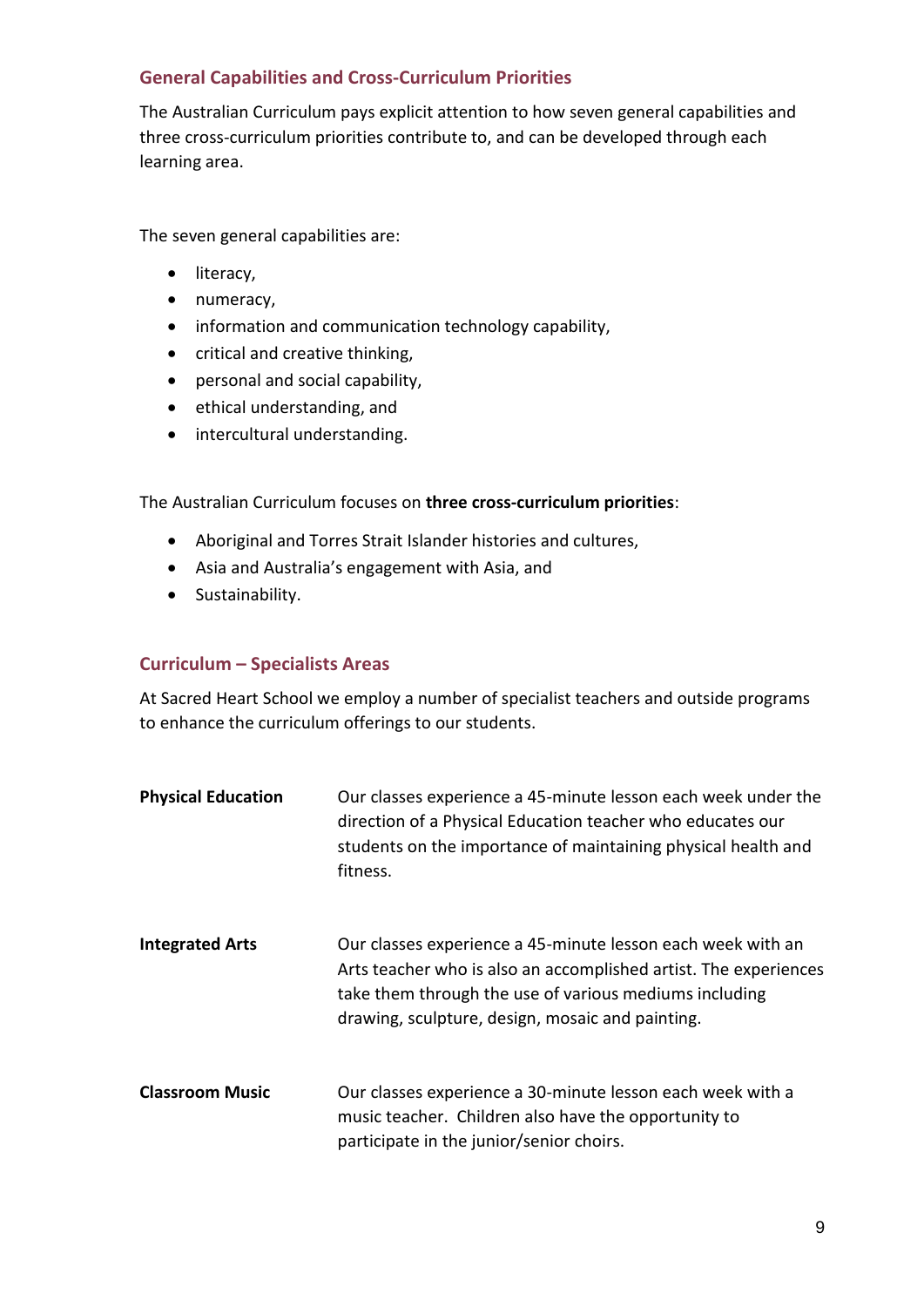## General Capabilities and Cross-Curriculum Priorities

The Australian Curriculum pays explicit attention to how seven general capabilities and three cross-curriculum priorities contribute to, and can be developed through each learning area.

The seven general capabilities are:

- literacy,
- numeracy,
- information and communication technology capability,
- critical and creative thinking,
- personal and social capability,
- ethical understanding, and
- intercultural understanding.

The Australian Curriculum focuses on **three cross-curriculum priorities**:

- Aboriginal and Torres Strait Islander histories and cultures,
- Asia and Australia's engagement with Asia, and
- Sustainability.

## Curriculum – Specialists Areas

At Sacred Heart School we employ a number of specialist teachers and outside programs to enhance the curriculum offerings to our students.

**Physical Education**

Our classes experience a 45-minute lesson each week under the direction of a Physical Education teacher who educates our students on the importance of maintaining physical health and fitness.

**Integrated Arts**

Our classes experience a 45-minute lesson each week with an Arts teacher who is also an accomplished artist. The experiences take them through the use of various mediums including drawing, sculpture, design, mosaic and painting.

**Classroom Music**

Our classes experience a 30-minute lesson each week with a music teacher. Children also have the opportunity to participate in the junior/senior choirs.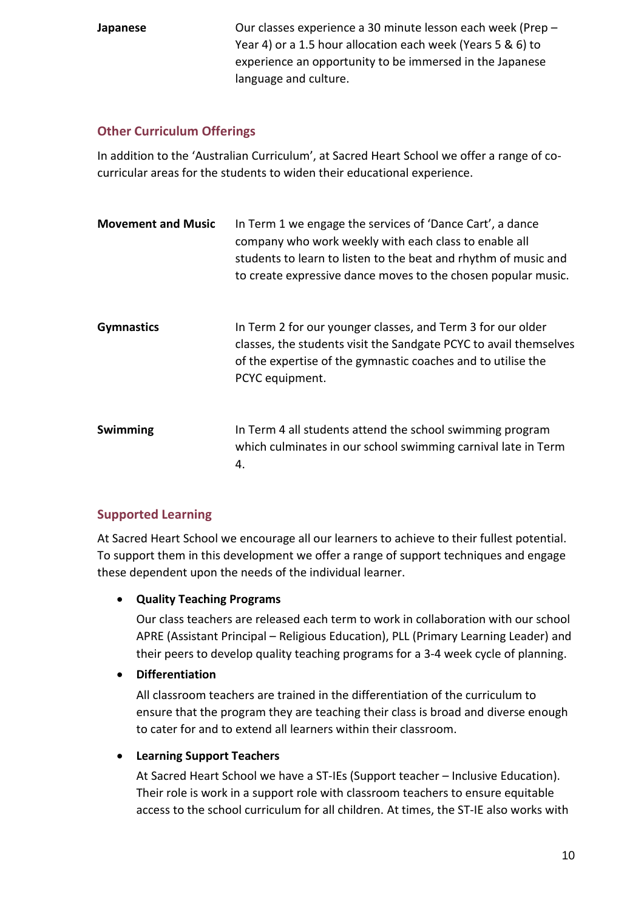**Japanese** Our classes experience a 30 minute lesson each week (Prep – Year 4) or a 1.5 hour allocation each week (Years 5 & 6) to experience an opportunity to be immersed in the Japanese language and culture.

## Other Curriculum Offerings

In addition to the 'Australian Curriculum', at Sacred Heart School we offer a range of co-curricular areas for the students to widen their educational experience.

**Movement and Music** In Term 1 we engage the services of 'Dance Cart', a dance company who weekly with each class to enable all students to learn to listen to the beat and rhythm of music and to create expressive dance moves to the chosen popular music.

**Gymnastics** In Term 2 for our younger classes, and Term 3 for our older classes, the students visit the Sandgate PCYC to avail themselves of the expertise of the gymnastic coaches and to utilise the PCYC equipment.

**Swimming** In Term 4 all students attend the school swimming program which culminates in our school swimming carnival late in Term 4.

## Supported Learning

At Sacred Heart School we encourage all our learners to achieve to their fullest potential. To support them in this development we offer a range of support techniques and engage these dependent upon the needs of the individual learner.

- **Quality Teaching Programs**

  Our class teachers are released each term to work in collaboration with our school APRE (Assistant Principal – Religious Education), PLL (Primary Learning Leader) and their peers to develop quality teaching programs for a 3-4 week cycle of planning.

- **Differentiation**

  All classroom teachers are trained in the differentiation of the curriculum to ensure that the program they are teaching their class is broad and diverse enough to cater for and to extend all learners within their classroom.

- **Learning Support Teachers**

  At Sacred Heart School we have a ST-IEs (Support teacher – Inclusive Education). Their role is work in a support role with classroom teachers to ensure equitable access to the school curriculum for all children. At times, the ST-IE also works with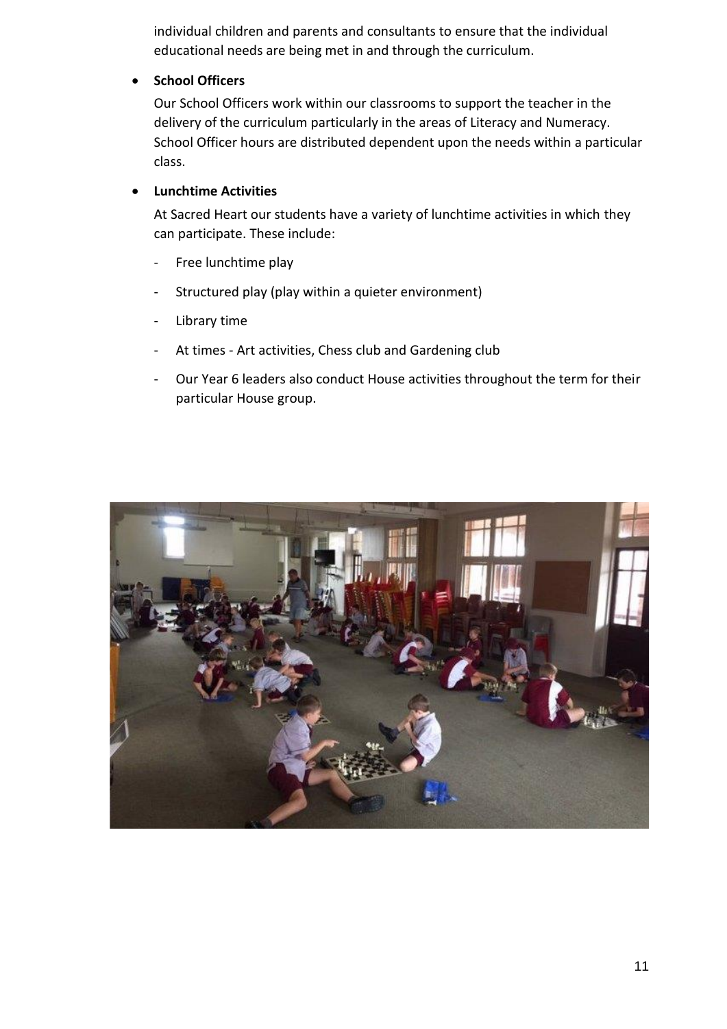individual children and parents and consultants to ensure that the individual educational needs are being met in and through the curriculum.

- **School Officers**

  Our School Officers work within our classrooms to support the teacher in the delivery of the curriculum particularly in the areas of Literacy and Numeracy. School Officer hours are distributed dependent upon the needs within a particular class.

- **Lunchtime Activities**

  At Sacred Heart our students have a variety of lunchtime activities in which they can participate. These include:

  - Free lunchtime play
  - Structured play (play within a quieter environment)
  - Library time
  - At times - Art activities, Chess club and Gardening club
  - Our Year 6 leaders also conduct House activities throughout the term for their particular House group.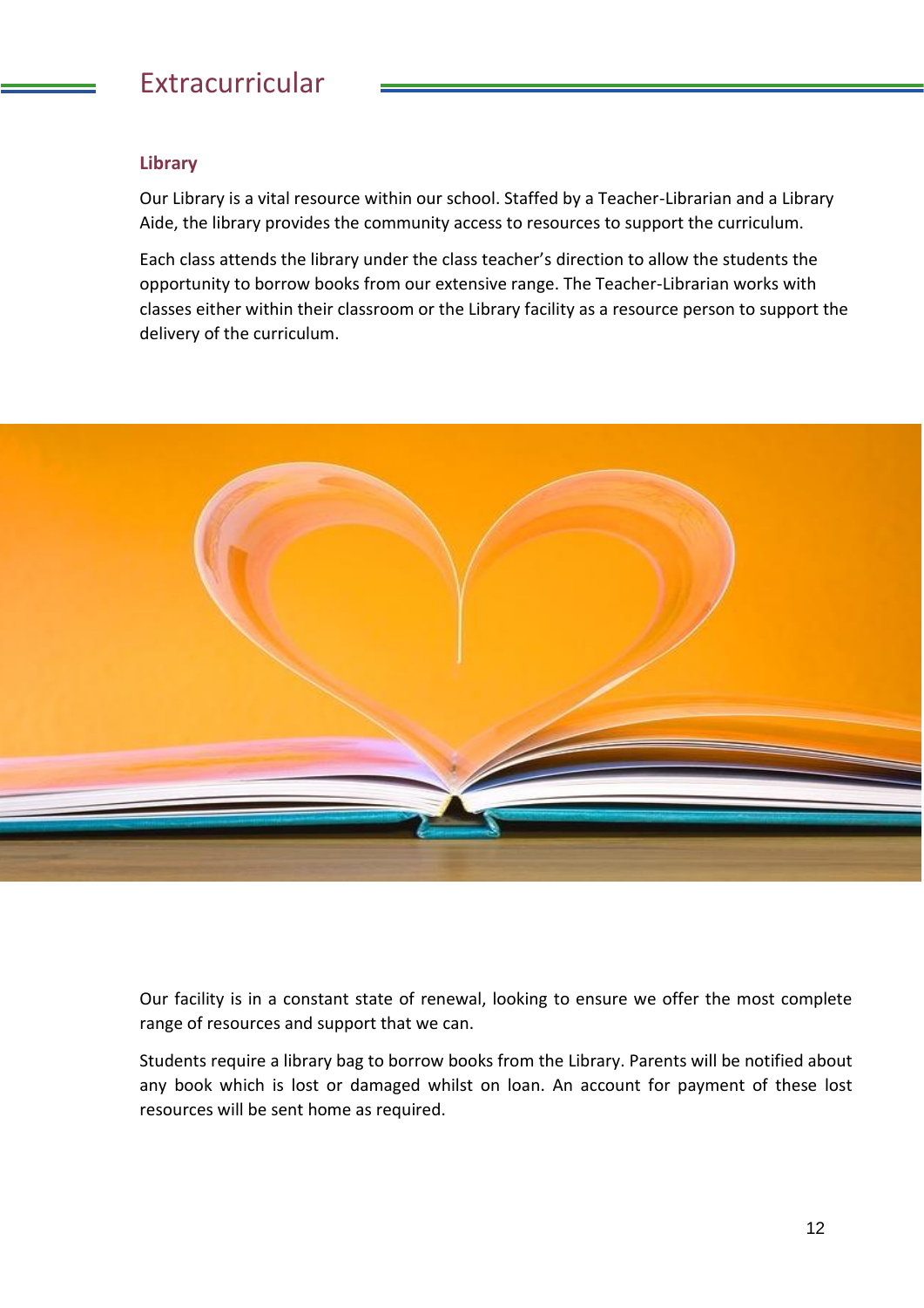# Extracurricular

### Library

Our Library is a vital resource within our school. Staffed by a Teacher-Librarian and a Library Aide, the library provides the community access to resources to support the curriculum.

Each class attends the library under the class teacher's direction to allow the students the opportunity to borrow books from our extensive range. The Teacher-Librarian works with classes either within their classroom or the Library facility as a resource person to support the delivery of the curriculum.

Our facility is in a constant state of renewal, looking to ensure we offer the most complete range of resources and support that we can.

Students require a library bag to borrow books from the Library. Parents will be notified about any book which is lost or damaged whilst on loan. An account for payment of these lost resources will be sent home as required.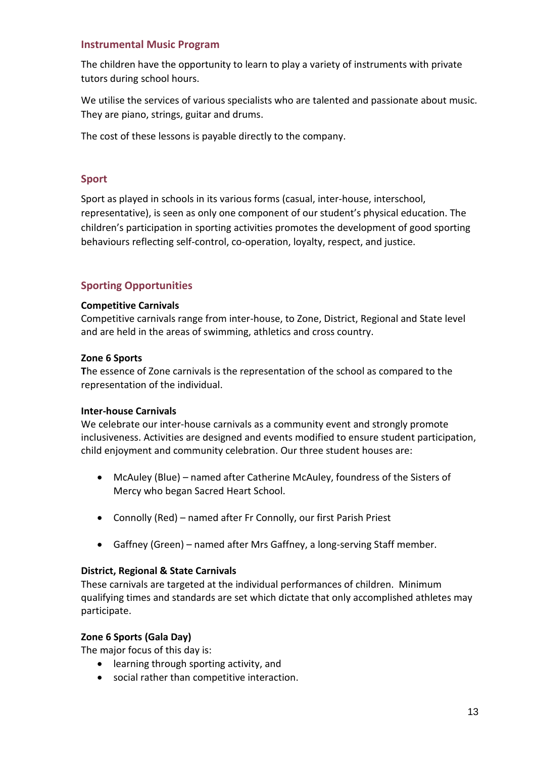## Instrumental Music Program

The children have the opportunity to learn to play a variety of instruments with private tutors during school hours.

We utilise the services of various specialists who are talented and passionate about music. They are piano, strings, guitar and drums.

The cost of these lessons is payable directly to the company.

## Sport

Sport as played in schools in its various forms (casual, inter-house, interschool, representative), is seen as only one component of our student's physical education. The children's participation in sporting activities promotes the development of good sporting behaviours reflecting self-control, co-operation, loyalty, respect, and justice.

## Sporting Opportunities

**Competitive Carnivals**
Competitive carnivals range from inter-house, to Zone, District, Regional and State level and are held in the areas of swimming, athletics and cross country.

**Zone 6 Sports**
**T**he essence of Zone carnivals is the representation of the school as compared to the representation of the individual.

**Inter-house Carnivals**
We celebrate our inter-house carnivals as a community event and strongly promote inclusiveness. Activities are designed and events modified to ensure student participation, child enjoyment and community celebration. Our three student houses are:

- McAuley (Blue) – named after Catherine McAuley, foundress of the Sisters of Mercy who began Sacred Heart School.
- Connolly (Red) – named after Fr Connolly, our first Parish Priest
- Gaffney (Green) – named after Mrs Gaffney, a long-serving Staff member.

**District, Regional & State Carnivals**
These carnivals are targeted at the individual performances of children. Minimum qualifying times and standards are set which dictate that only accomplished athletes may participate.

**Zone 6 Sports (Gala Day)**
The major focus of this day is:

- learning through sporting activity, and
- social rather than competitive interaction.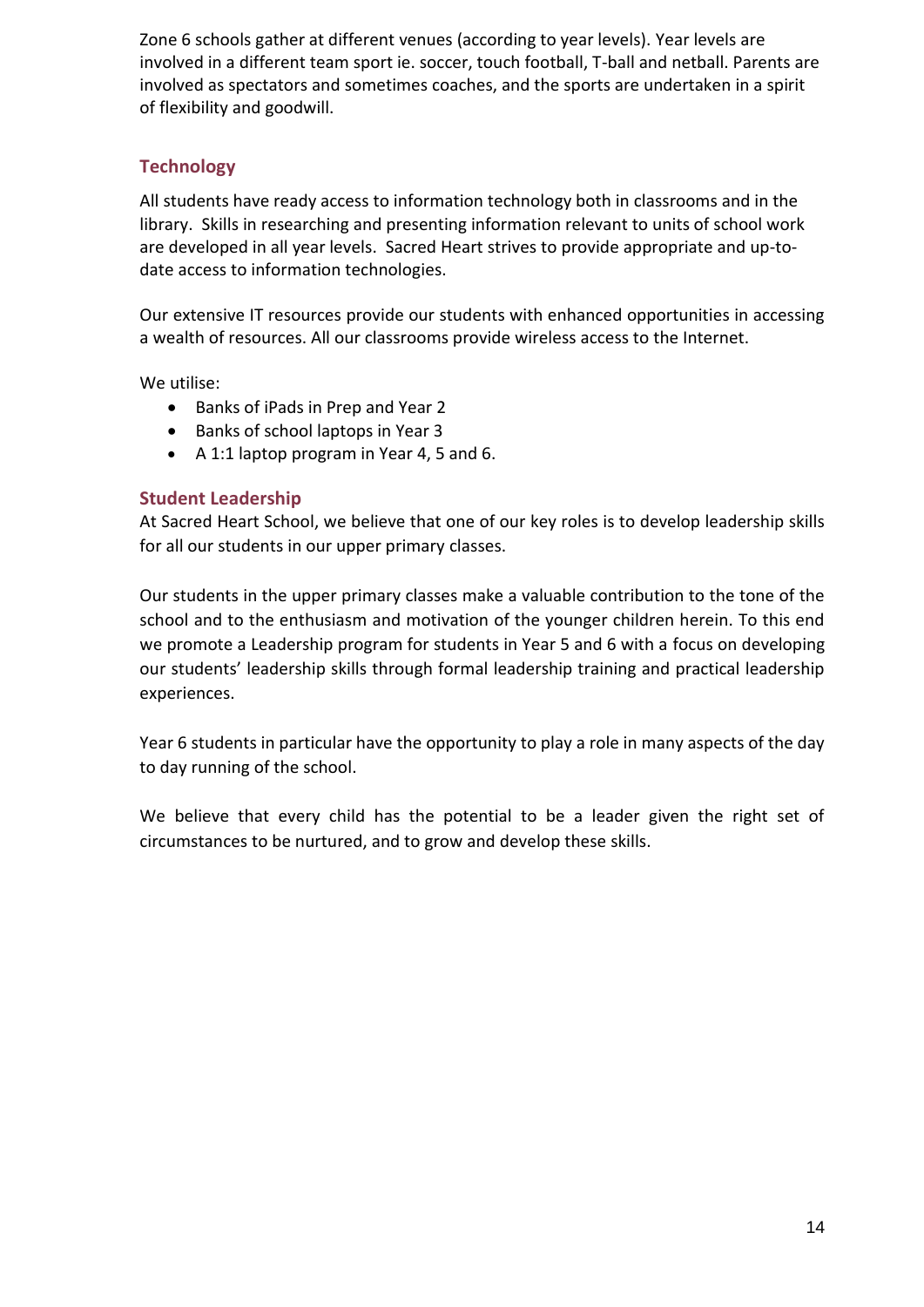Zone 6 schools gather at different venues (according to year levels). Year levels are involved in a different team sport ie. soccer, touch football, T-ball and netball. Parents are involved as spectators and sometimes coaches, and the sports are undertaken in a spirit of flexibility and goodwill.

## Technology

All students have ready access to information technology both in classrooms and in the library. Skills in researching and presenting information relevant to units of school work are developed in all year levels. Sacred Heart strives to provide appropriate and up-to-date access to information technologies.

Our extensive IT resources provide our students with enhanced opportunities in accessing a wealth of resources. All our classrooms provide wireless access to the Internet.

We utilise:

- Banks of iPads in Prep and Year 2
- Banks of school laptops in Year 3
- A 1:1 laptop program in Year 4, 5 and 6.

## Student Leadership

At Sacred Heart School, we believe that one of our key roles is to develop leadership skills for all our students in our upper primary classes.

Our students in the upper primary classes make a valuable contribution to the tone of the school and to the enthusiasm and motivation of the younger children herein. To this end we promote a Leadership program for students in Year 5 and 6 with a focus on developing our students' leadership skills through formal leadership training and practical leadership experiences.

Year 6 students in particular have the opportunity to play a role in many aspects of the day to day running of the school.

We believe that every child has the potential to be a leader given the right set of circumstances to be nurtured, and to grow and develop these skills.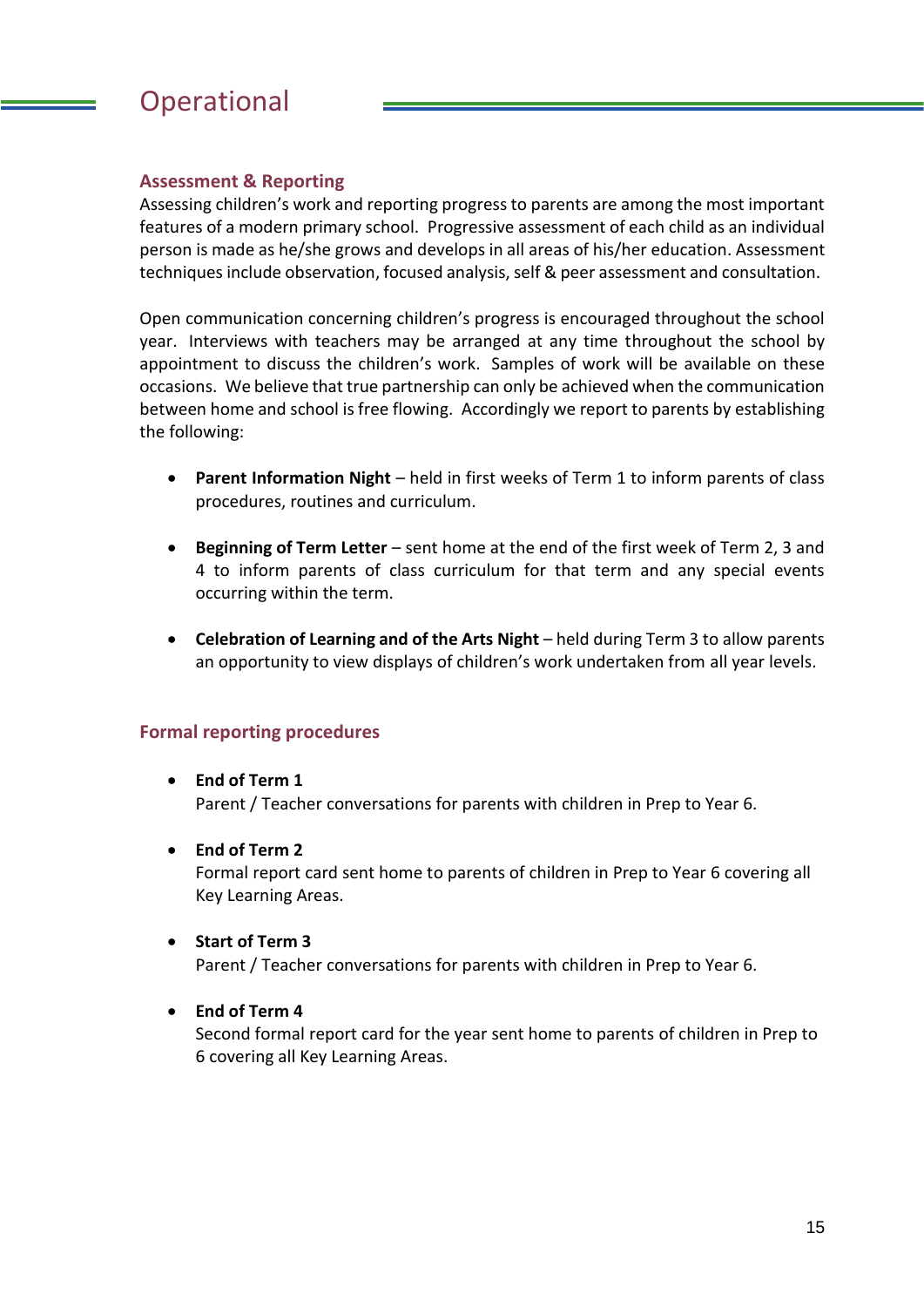# Operational

## Assessment & Reporting

Assessing children's work and reporting progress to parents are among the most important features of a modern primary school. Progressive assessment of each child as an individual person is made as he/she grows and develops in all areas of his/her education. Assessment techniques include observation, focused analysis, self & peer assessment and consultation.

Open communication concerning children's progress is encouraged throughout the school year. Interviews with teachers may be arranged at any time throughout the school by appointment to discuss the children's work. Samples of work will be available on these occasions. We believe that true partnership can only be achieved when the communication between home and school is free flowing. Accordingly we report to parents by establishing the following:

- **Parent Information Night** – held in first weeks of Term 1 to inform parents of class procedures, routines and curriculum.

- **Beginning of Term Letter** – sent home at the end of the first week of Term 2, 3 and 4 to inform parents of class curriculum for that term and any special events occurring within the term.

- **Celebration of Learning and of the Arts Night** – held during Term 3 to allow parents an opportunity to view displays of children's work undertaken from all year levels.

## Formal reporting procedures

- **End of Term 1**
  Parent / Teacher conversations for parents with children in Prep to Year 6.

- **End of Term 2**
  Formal report card sent home to parents of children in Prep to Year 6 covering all Key Learning Areas.

- **Start of Term 3**
  Parent / Teacher conversations for parents with children in Prep to Year 6.

- **End of Term 4**
  Second formal report card for the year sent home to parents of children in Prep to 6 covering all Key Learning Areas.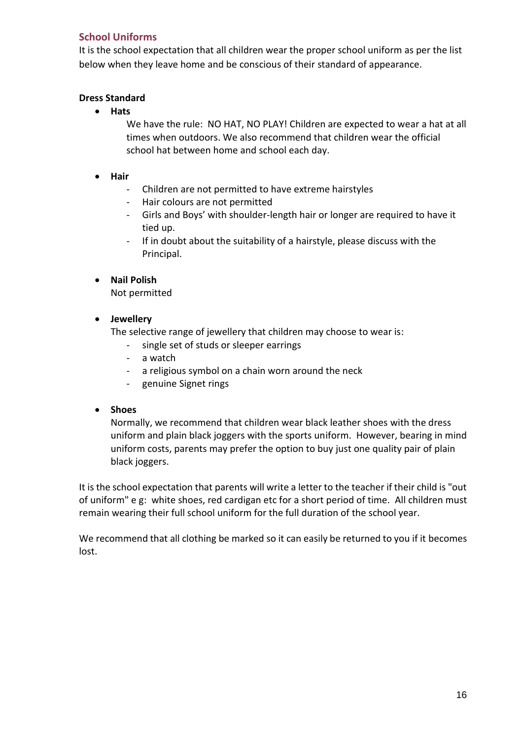## School Uniforms

It is the school expectation that all children wear the proper school uniform as per the list below when they leave home and be conscious of their standard of appearance.

**Dress Standard**

- **Hats**

  We have the rule: NO HAT, NO PLAY! Children are expected to wear a hat at all times when outdoors. We also recommend that children wear the official school hat between home and school each day.

- **Hair**
  - Children are not permitted to have extreme hairstyles
  - Hair colours are not permitted
  - Girls and Boys' with shoulder-length hair or longer are required to have it tied up.
  - If in doubt about the suitability of a hairstyle, please discuss with the Principal.

- **Nail Polish**

  Not permitted

- **Jewellery**

  The selective range of jewellery that children may choose to wear is:
  - single set of studs or sleeper earrings
  - a watch
  - a religious symbol on a chain worn around the neck
  - genuine Signet rings

- **Shoes**

  Normally, we recommend that children wear black leather shoes with the dress uniform and plain black joggers with the sports uniform. However, bearing in mind uniform costs, parents may prefer the option to buy just one quality pair of plain black joggers.

It is the school expectation that parents will write a letter to the teacher if their child is "out of uniform" e g: white shoes, red cardigan etc for a short period of time. All children must remain wearing their full school uniform for the full duration of the school year.

We recommend that all clothing be marked so it can easily be returned to you if it becomes lost.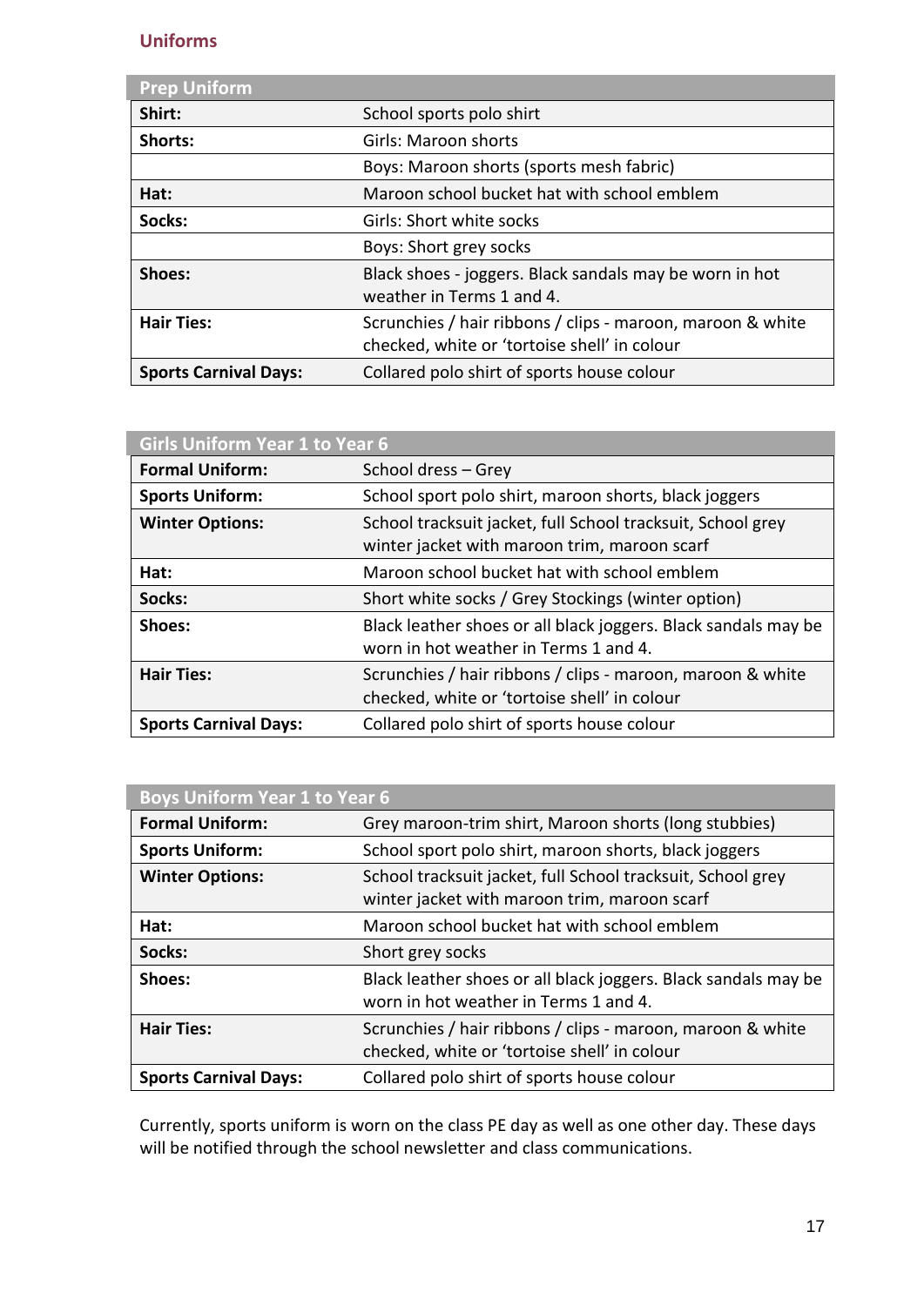## Uniforms

| Prep Uniform | |
|---|---|
| **Shirt:** | School sports polo shirt |
| **Shorts:** | Girls: Maroon shorts |
| | Boys: Maroon shorts (sports mesh fabric) |
| **Hat:** | Maroon school bucket hat with school emblem |
| **Socks:** | Girls: Short white socks |
| | Boys: Short grey socks |
| **Shoes:** | Black shoes - joggers. Black sandals may be worn in hot weather in Terms 1 and 4. |
| **Hair Ties:** | Scrunchies / hair ribbons / clips - maroon, maroon & white checked, white or 'tortoise shell' in colour |
| **Sports Carnival Days:** | Collared polo shirt of sports house colour |

| Girls Uniform Year 1 to Year 6 | |
|---|---|
| **Formal Uniform:** | School dress – Grey |
| **Sports Uniform:** | School sport polo shirt, maroon shorts, black joggers |
| **Winter Options:** | School tracksuit jacket, full School tracksuit, School grey winter jacket with maroon trim, maroon scarf |
| **Hat:** | Maroon school bucket hat with school emblem |
| **Socks:** | Short white socks / Grey Stockings (winter option) |
| **Shoes:** | Black leather shoes or all black joggers. Black sandals may be worn in hot weather in Terms 1 and 4. |
| **Hair Ties:** | Scrunchies / hair ribbons / clips - maroon, maroon & white checked, white or 'tortoise shell' in colour |
| **Sports Carnival Days:** | Collared polo shirt of sports house colour |

| Boys Uniform Year 1 to Year 6 | |
|---|---|
| **Formal Uniform:** | Grey maroon-trim shirt, Maroon shorts (long stubbies) |
| **Sports Uniform:** | School sport polo shirt, maroon shorts, black joggers |
| **Winter Options:** | School tracksuit jacket, full School tracksuit, School grey winter jacket with maroon trim, maroon scarf |
| **Hat:** | Maroon school bucket hat with school emblem |
| **Socks:** | Short grey socks |
| **Shoes:** | Black leather shoes or all black joggers. Black sandals may be worn in hot weather in Terms 1 and 4. |
| **Hair Ties:** | Scrunchies / hair ribbons / clips - maroon, maroon & white checked, white or 'tortoise shell' in colour |
| **Sports Carnival Days:** | Collared polo shirt of sports house colour |

Currently, sports uniform is worn on the class PE day as well as one other day. These days will be notified through the school newsletter and class communications.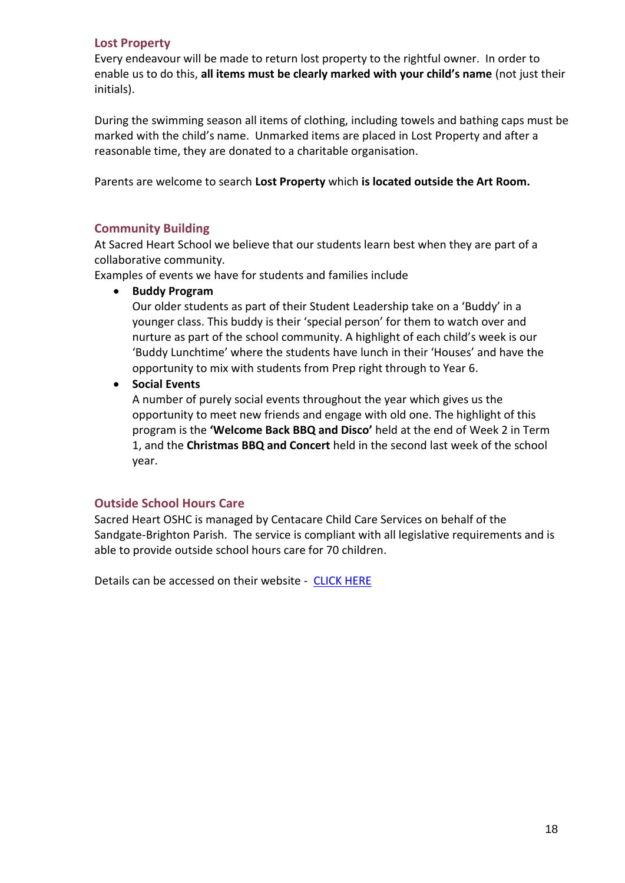## Lost Property

Every endeavour will be made to return lost property to the rightful owner. In order to enable us to do this, **all items must be clearly marked with your child's name** (not just their initials).

During the swimming season all items of clothing, including towels and bathing caps must be marked with the child's name. Unmarked items are placed in Lost Property and after a reasonable time, they are donated to a charitable organisation.

Parents are welcome to search **Lost Property** which **is located outside the Art Room.**

## Community Building

At Sacred Heart School we believe that our students learn best when they are part of a collaborative community.
Examples of events we have for students and families include

- **Buddy Program**
  Our older students as part of their Student Leadership take on a 'Buddy' in a younger class. This buddy is their 'special person' for them to watch over and nurture as part of the school community. A highlight of each child's week is our 'Buddy Lunchtime' where the students have lunch in their 'Houses' and have the opportunity to mix with students from Prep right through to Year 6.
- **Social Events**
  A number of purely social events throughout the year which gives us the opportunity to meet new friends and engage with old one. The highlight of this program is the **'Welcome Back BBQ and Disco'** held at the end of Week 2 in Term 1, and the **Christmas BBQ and Concert** held in the second last week of the school year.

## Outside School Hours Care

Sacred Heart OSHC is managed by Centacare Child Care Services on behalf of the Sandgate-Brighton Parish. The service is compliant with all legislative requirements and is able to provide outside school hours care for 70 children.

Details can be accessed on their website - CLICK HERE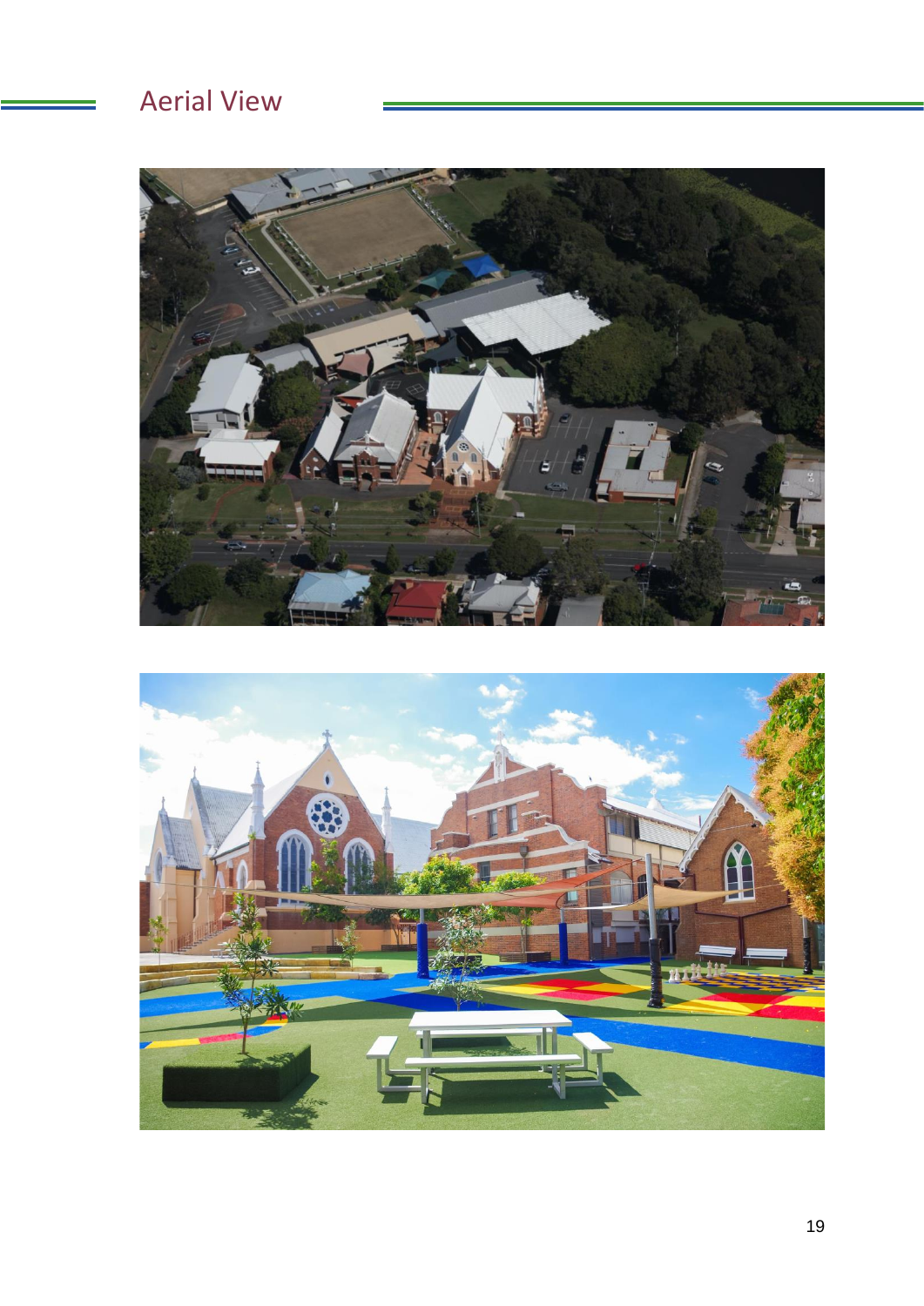## Aerial View